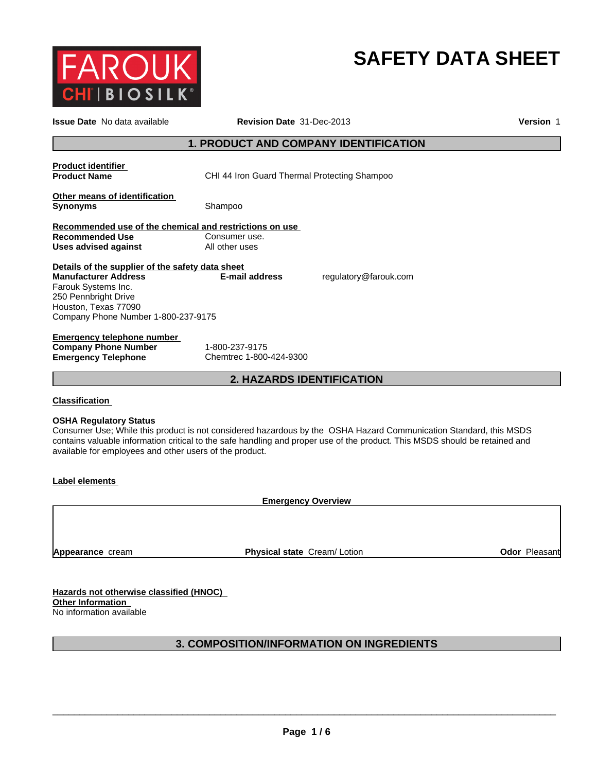FAROUK CHI | BIOSILK

# SAFETY DATA SHEET

**Issue Date** No data available **Revision Date** 31-Dec-2013 **Version** 1

## 1. PRODUCT AND COMPANY IDENTIFICATION

**Product identifier**

**Product Name** CHI 44 Iron Guard Thermal Protecting Shampoo

**Other means of identification**

**Synonyms** Shampoo

**Recommended use of the chemical and restrictions on use**

**Recommended Use** Consumer use.

**Uses advised against** All other uses

**Details of the supplier of the safety data sheet**

**Manufacturer Address**
Farouk Systems Inc.
250 Pennbright Drive
Houston, Texas 77090
Company Phone Number 1-800-237-9175

**E-mail address** regulatory@farouk.com

**Emergency telephone number**

**Company Phone Number** 1-800-237-9175

**Emergency Telephone** Chemtrec 1-800-424-9300

## 2. HAZARDS IDENTIFICATION

**Classification**

**OSHA Regulatory Status**

Consumer Use; While this product is not considered hazardous by the OSHA Hazard Communication Standard, this MSDS contains valuable information critical to the safe handling and proper use of the product. This MSDS should be retained and available for employees and other users of the product.

**Label elements**

**Emergency Overview**

**Appearance** cream **Physical state** Cream/ Lotion **Odor** Pleasant

**Hazards not otherwise classified (HNOC)**

**Other Information**

No information available

## 3. COMPOSITION/INFORMATION ON INGREDIENTS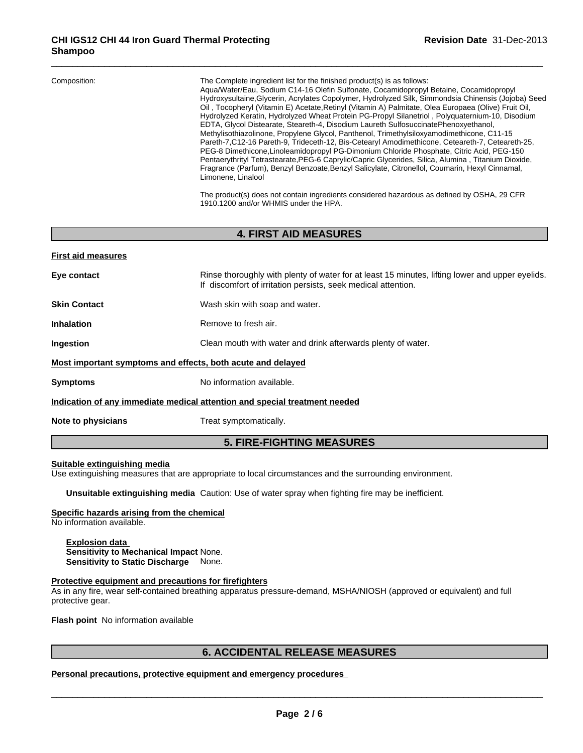**Composition:**

The Complete ingredient list for the finished product(s) is as follows:
Aqua/Water/Eau, Sodium C14-16 Olefin Sulfonate, Cocamidopropyl Betaine, Cocamidopropyl Hydroxysultaine,Glycerin, Acrylates Copolymer, Hydrolyzed Silk, Simmondsia Chinensis (Jojoba) Seed Oil , Tocopheryl (Vitamin E) Acetate,Retinyl (Vitamin A) Palmitate, Olea Europaea (Olive) Fruit Oil, Hydrolyzed Keratin, Hydrolyzed Wheat Protein PG-Propyl Silanetriol , Polyquaternium-10, Disodium EDTA, Glycol Distearate, Steareth-4, Disodium Laureth SulfosuccinatePhenoxyethanol, Methylisothiazolinone, Propylene Glycol, Panthenol, Trimethylsiloxyamodimethicone, C11-15 Pareth-7,C12-16 Pareth-9, Trideceth-12, Bis-Cetearyl Amodimethicone, Ceteareth-7, Ceteareth-25, PEG-8 Dimethicone,Linoleamidopropyl PG-Dimonium Chloride Phosphate, Citric Acid, PEG-150 Pentaerythrityl Tetrastearate,PEG-6 Caprylic/Capric Glycerides, Silica, Alumina , Titanium Dioxide, Fragrance (Parfum), Benzyl Benzoate,Benzyl Salicylate, Citronellol, Coumarin, Hexyl Cinnamal, Limonene, Linalool

The product(s) does not contain ingredients considered hazardous as defined by OSHA, 29 CFR 1910.1200 and/or WHMIS under the HPA.

## 4. FIRST AID MEASURES

**First aid measures**

**Eye contact**: Rinse thoroughly with plenty of water for at least 15 minutes, lifting lower and upper eyelids. If discomfort of irritation persists, seek medical attention.

**Skin Contact**: Wash skin with soap and water.

**Inhalation**: Remove to fresh air.

**Ingestion**: Clean mouth with water and drink afterwards plenty of water.

**Most important symptoms and effects, both acute and delayed**

**Symptoms**: No information available.

**Indication of any immediate medical attention and special treatment needed**

**Note to physicians**: Treat symptomatically.

## 5. FIRE-FIGHTING MEASURES

**Suitable extinguishing media**
Use extinguishing measures that are appropriate to local circumstances and the surrounding environment.

**Unsuitable extinguishing media** Caution: Use of water spray when fighting fire may be inefficient.

**Specific hazards arising from the chemical**
No information available.

**Explosion data**
**Sensitivity to Mechanical Impact** None.
**Sensitivity to Static Discharge** None.

**Protective equipment and precautions for firefighters**
As in any fire, wear self-contained breathing apparatus pressure-demand, MSHA/NIOSH (approved or equivalent) and full protective gear.

**Flash point** No information available

## 6. ACCIDENTAL RELEASE MEASURES

**Personal precautions, protective equipment and emergency procedures**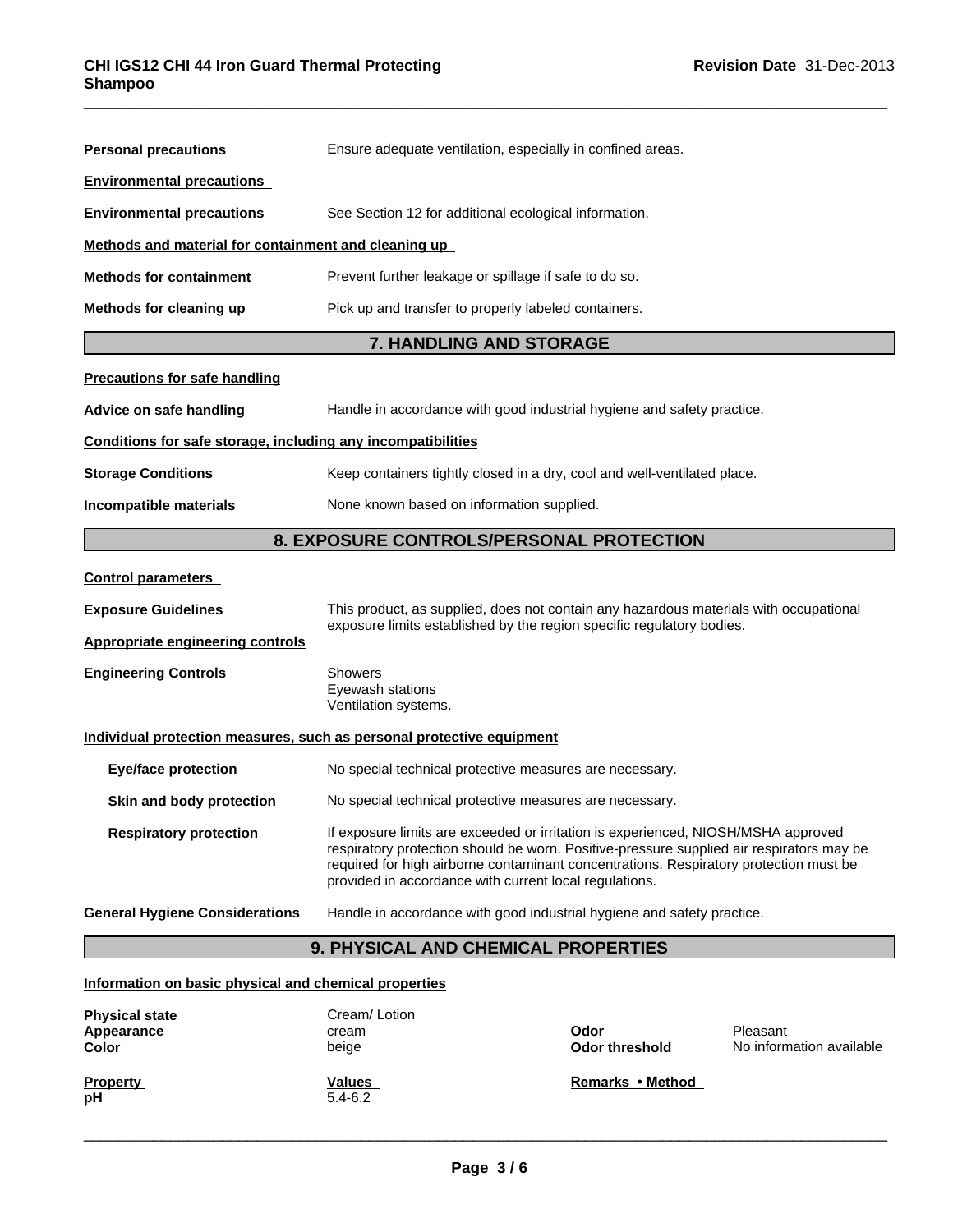**Personal precautions** Ensure adequate ventilation, especially in confined areas.

**Environmental precautions**

**Environmental precautions** See Section 12 for additional ecological information.

**Methods and material for containment and cleaning up**

**Methods for containment** Prevent further leakage or spillage if safe to do so.

**Methods for cleaning up** Pick up and transfer to properly labeled containers.

## 7. HANDLING AND STORAGE

**Precautions for safe handling**

**Advice on safe handling** Handle in accordance with good industrial hygiene and safety practice.

**Conditions for safe storage, including any incompatibilities**

**Storage Conditions** Keep containers tightly closed in a dry, cool and well-ventilated place.

**Incompatible materials** None known based on information supplied.

## 8. EXPOSURE CONTROLS/PERSONAL PROTECTION

**Control parameters**

**Exposure Guidelines** This product, as supplied, does not contain any hazardous materials with occupational exposure limits established by the region specific regulatory bodies.

**Appropriate engineering controls**

**Engineering Controls** Showers
Eyewash stations
Ventilation systems.

**Individual protection measures, such as personal protective equipment**

**Eye/face protection** No special technical protective measures are necessary.

**Skin and body protection** No special technical protective measures are necessary.

**Respiratory protection** If exposure limits are exceeded or irritation is experienced, NIOSH/MSHA approved respiratory protection should be worn. Positive-pressure supplied air respirators may be required for high airborne contaminant concentrations. Respiratory protection must be provided in accordance with current local regulations.

**General Hygiene Considerations** Handle in accordance with good industrial hygiene and safety practice.

## 9. PHYSICAL AND CHEMICAL PROPERTIES

**Information on basic physical and chemical properties**

| | | | |
|---|---|---|---|
| **Physical state** | Cream/ Lotion | | |
| **Appearance** | cream | **Odor** | Pleasant |
| **Color** | beige | **Odor threshold** | No information available |

| **Property** | **Values** | **Remarks • Method** |
|---|---|---|
| **pH** | 5.4-6.2 | |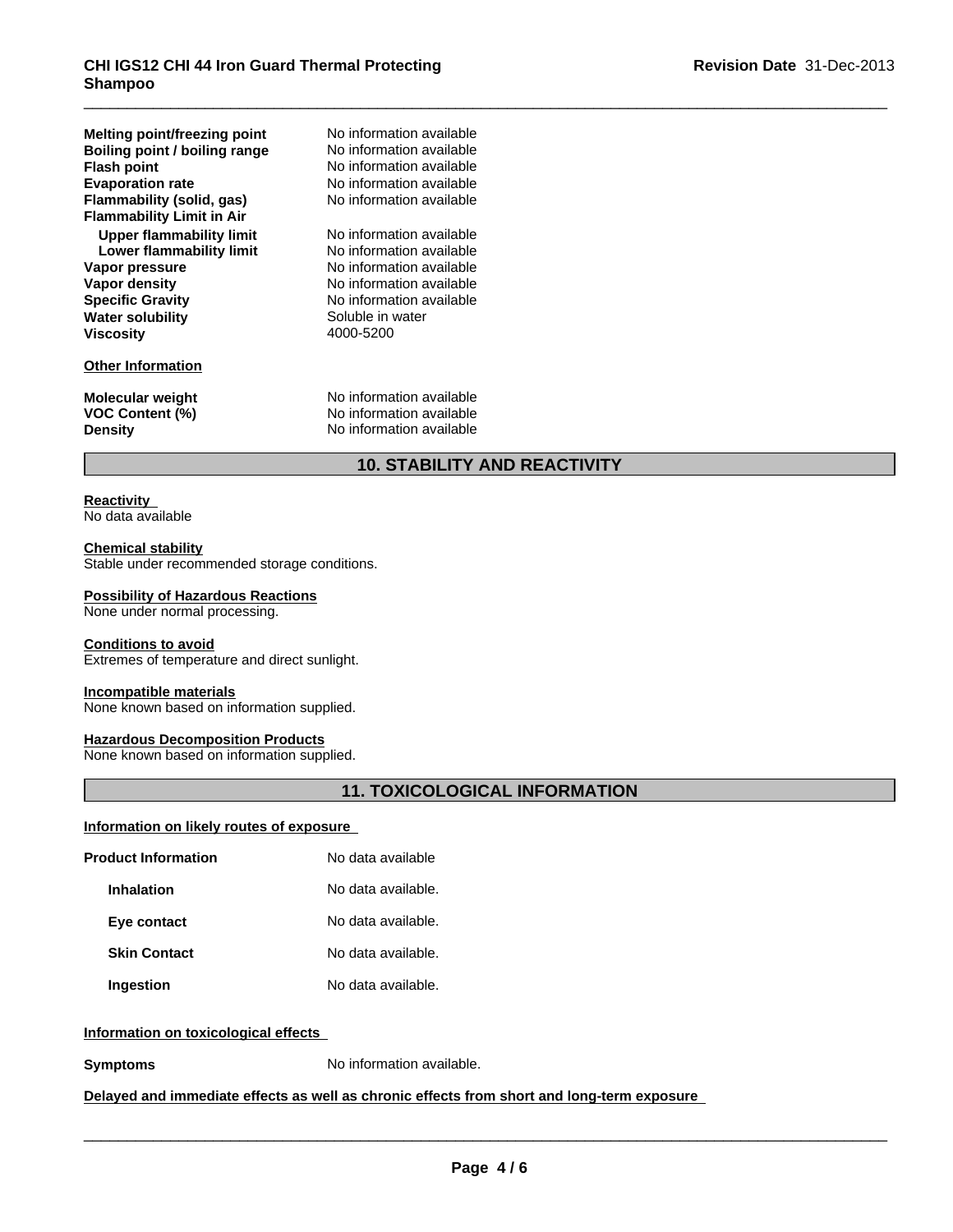| | |
|---|---|
| **Melting point/freezing point** | No information available |
| **Boiling point / boiling range** | No information available |
| **Flash point** | No information available |
| **Evaporation rate** | No information available |
| **Flammability (solid, gas)** | No information available |
| **Flammability Limit in Air** | |
| **Upper flammability limit** | No information available |
| **Lower flammability limit** | No information available |
| **Vapor pressure** | No information available |
| **Vapor density** | No information available |
| **Specific Gravity** | No information available |
| **Water solubility** | Soluble in water |
| **Viscosity** | 4000-5200 |

**Other Information**

| | |
|---|---|
| **Molecular weight** | No information available |
| **VOC Content (%)** | No information available |
| **Density** | No information available |

## 10. STABILITY AND REACTIVITY

**Reactivity**
No data available

**Chemical stability**
Stable under recommended storage conditions.

**Possibility of Hazardous Reactions**
None under normal processing.

**Conditions to avoid**
Extremes of temperature and direct sunlight.

**Incompatible materials**
None known based on information supplied.

**Hazardous Decomposition Products**
None known based on information supplied.

## 11. TOXICOLOGICAL INFORMATION

**Information on likely routes of exposure**

| | |
|---|---|
| **Product Information** | No data available |
| **Inhalation** | No data available. |
| **Eye contact** | No data available. |
| **Skin Contact** | No data available. |
| **Ingestion** | No data available. |

**Information on toxicological effects**

**Symptoms** No information available.

**Delayed and immediate effects as well as chronic effects from short and long-term exposure**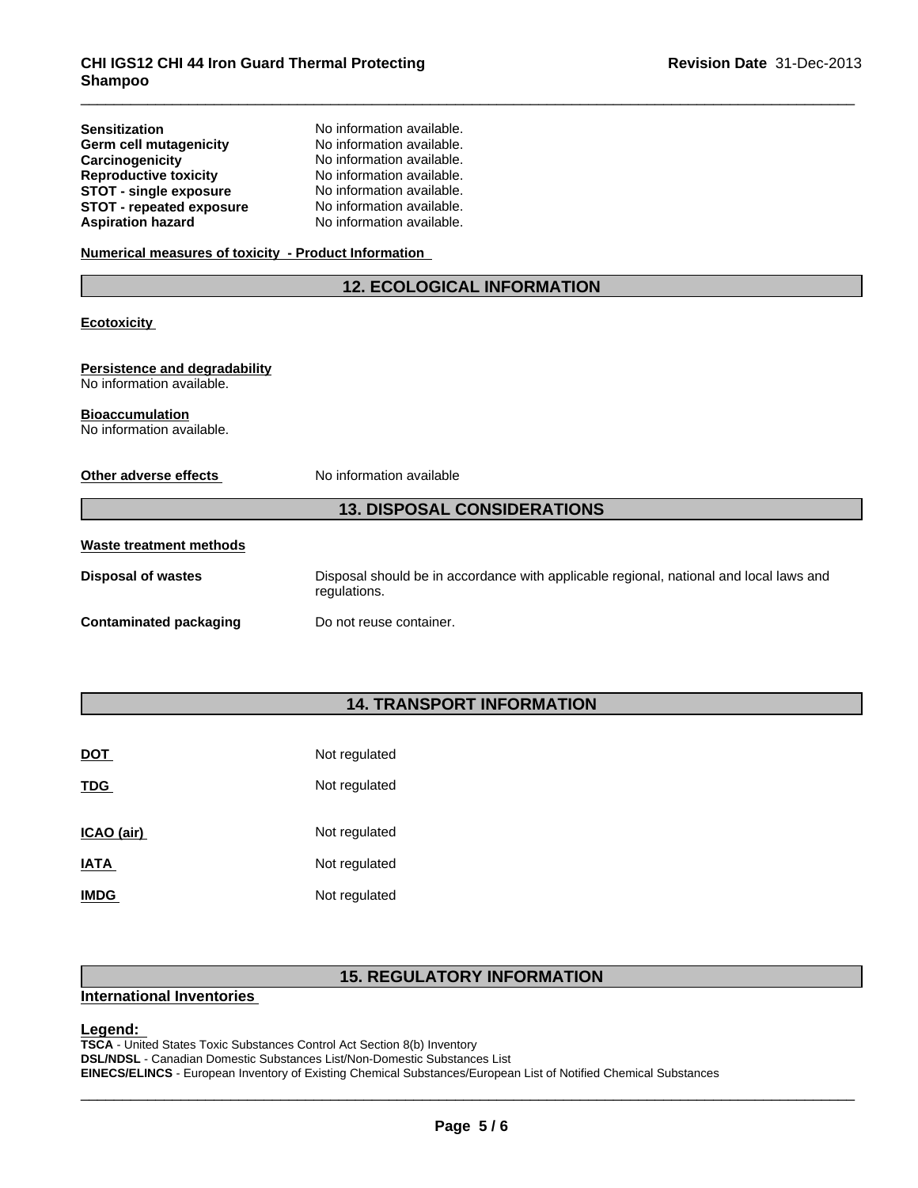| | |
|---|---|
| **Sensitization** | No information available. |
| **Germ cell mutagenicity** | No information available. |
| **Carcinogenicity** | No information available. |
| **Reproductive toxicity** | No information available. |
| **STOT - single exposure** | No information available. |
| **STOT - repeated exposure** | No information available. |
| **Aspiration hazard** | No information available. |

**Numerical measures of toxicity - Product Information**

## 12. ECOLOGICAL INFORMATION

**Ecotoxicity**

**Persistence and degradability**
No information available.

**Bioaccumulation**
No information available.

**Other adverse effects** No information available

## 13. DISPOSAL CONSIDERATIONS

**Waste treatment methods**

| | |
|---|---|
| **Disposal of wastes** | Disposal should be in accordance with applicable regional, national and local laws and regulations. |
| **Contaminated packaging** | Do not reuse container. |

## 14. TRANSPORT INFORMATION

| | |
|---|---|
| **DOT** | Not regulated |
| **TDG** | Not regulated |
| **ICAO (air)** | Not regulated |
| **IATA** | Not regulated |
| **IMDG** | Not regulated |

## 15. REGULATORY INFORMATION

**International Inventories**

**Legend:**
**TSCA** - United States Toxic Substances Control Act Section 8(b) Inventory
**DSL/NDSL** - Canadian Domestic Substances List/Non-Domestic Substances List
**EINECS/ELINCS** - European Inventory of Existing Chemical Substances/European List of Notified Chemical Substances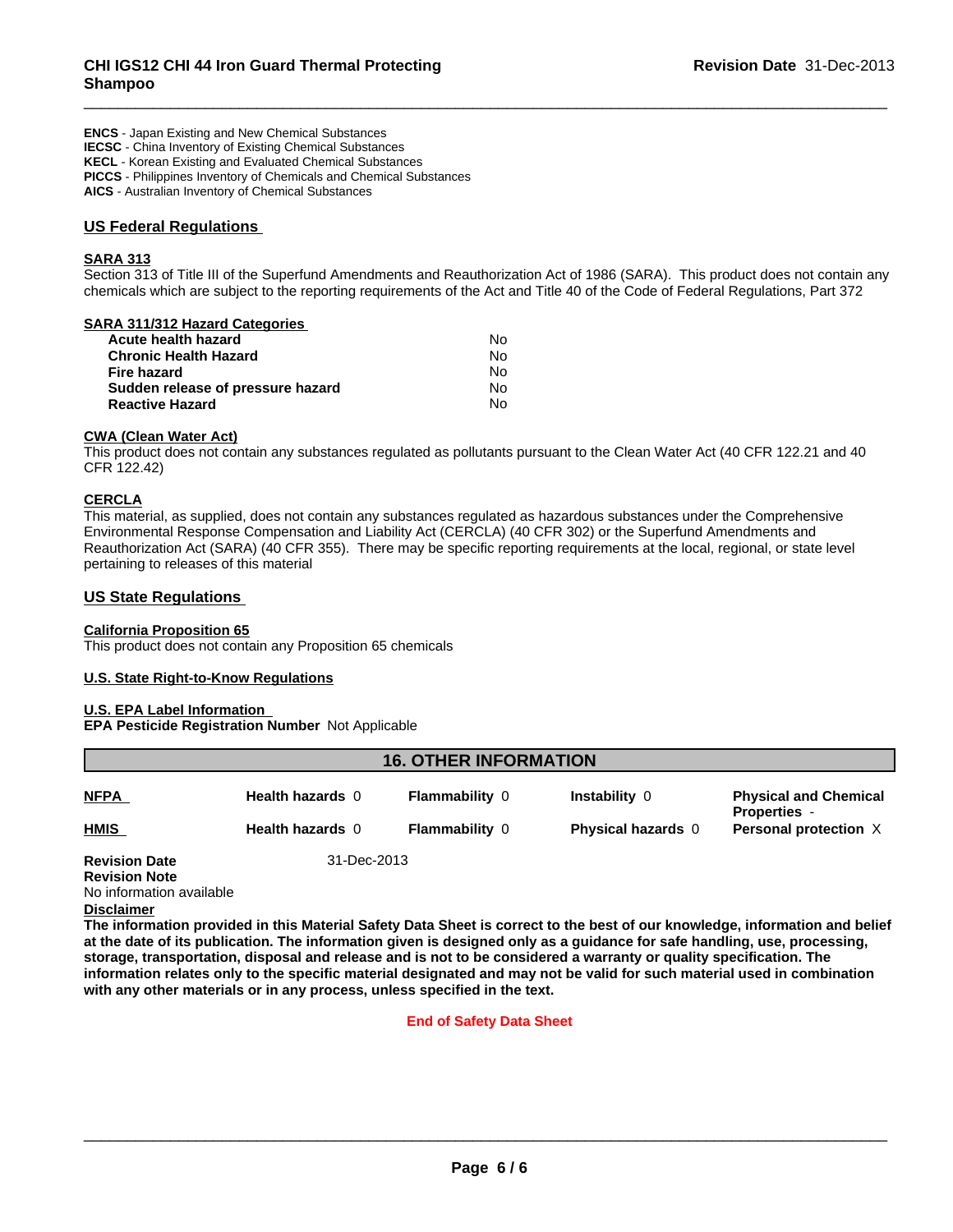**ENCS** - Japan Existing and New Chemical Substances
**IECSC** - China Inventory of Existing Chemical Substances
**KECL** - Korean Existing and Evaluated Chemical Substances
**PICCS** - Philippines Inventory of Chemicals and Chemical Substances
**AICS** - Australian Inventory of Chemical Substances

## US Federal Regulations

### SARA 313

Section 313 of Title III of the Superfund Amendments and Reauthorization Act of 1986 (SARA). This product does not contain any chemicals which are subject to the reporting requirements of the Act and Title 40 of the Code of Federal Regulations, Part 372

### SARA 311/312 Hazard Categories

| | |
|---|---|
| **Acute health hazard** | No |
| **Chronic Health Hazard** | No |
| **Fire hazard** | No |
| **Sudden release of pressure hazard** | No |
| **Reactive Hazard** | No |

### CWA (Clean Water Act)

This product does not contain any substances regulated as pollutants pursuant to the Clean Water Act (40 CFR 122.21 and 40 CFR 122.42)

### CERCLA

This material, as supplied, does not contain any substances regulated as hazardous substances under the Comprehensive Environmental Response Compensation and Liability Act (CERCLA) (40 CFR 302) or the Superfund Amendments and Reauthorization Act (SARA) (40 CFR 355). There may be specific reporting requirements at the local, regional, or state level pertaining to releases of this material

## US State Regulations

### California Proposition 65

This product does not contain any Proposition 65 chemicals

### U.S. State Right-to-Know Regulations

### U.S. EPA Label Information

**EPA Pesticide Registration Number** Not Applicable

## 16. OTHER INFORMATION

| | | | | |
|---|---|---|---|---|
| **NFPA** | **Health hazards** 0 | **Flammability** 0 | **Instability** 0 | **Physical and Chemical Properties** - |
| **HMIS** | **Health hazards** 0 | **Flammability** 0 | **Physical hazards** 0 | **Personal protection** X |

**Revision Date** 31-Dec-2013

**Revision Note**

No information available

**Disclaimer**

**The information provided in this Material Safety Data Sheet is correct to the best of our knowledge, information and belief at the date of its publication. The information given is designed only as a guidance for safe handling, use, processing, storage, transportation, disposal and release and is not to be considered a warranty or quality specification. The information relates only to the specific material designated and may not be valid for such material used in combination with any other materials or in any process, unless specified in the text.**

**End of Safety Data Sheet**